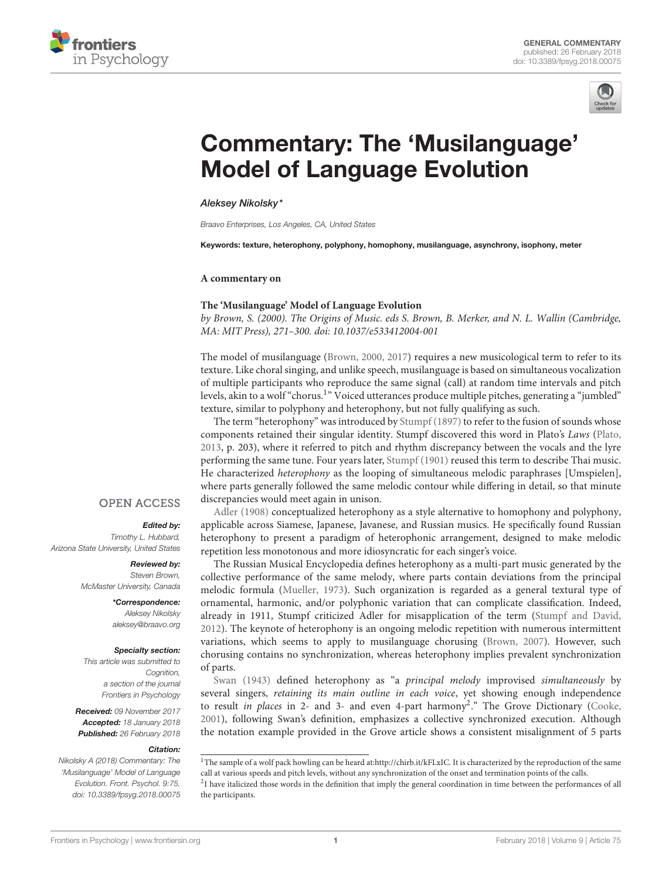GENERAL COMMENTARY
published: 26 February 2018
doi: 10.3389/fpsyg.2018.00075

# Commentary: The 'Musilanguage' Model of Language Evolution

*Aleksey Nikolsky\**

*Braavo Enterprises, Los Angeles, CA, United States*

**Keywords: texture, heterophony, polyphony, homophony, musilanguage, asynchrony, isophony, meter**

**A commentary on**

**The 'Musilanguage' Model of Language Evolution**

*by Brown, S. (2000). The Origins of Music. eds S. Brown, B. Merker, and N. L. Wallin (Cambridge, MA: MIT Press), 271–300. doi: 10.1037/e533412004-001*

OPEN ACCESS

***Edited by:***
Timothy L. Hubbard,
Arizona State University, United States

***Reviewed by:***
Steven Brown,
McMaster University, Canada

***\*Correspondence:***
Aleksey Nikolsky
aleksey@braavo.org

***Specialty section:***
This article was submitted to Cognition, a section of the journal Frontiers in Psychology

***Received:*** 09 November 2017
***Accepted:*** 18 January 2018
***Published:*** 26 February 2018

***Citation:***
Nikolsky A (2018) Commentary: The 'Musilanguage' Model of Language Evolution. Front. Psychol. 9:75. doi: 10.3389/fpsyg.2018.00075

The model of musilanguage (Brown, 2000, 2017) requires a new musicological term to refer to its texture. Like choral singing, and unlike speech, musilanguage is based on simultaneous vocalization of multiple participants who reproduce the same signal (call) at random time intervals and pitch levels, akin to a wolf "chorus.[1]" Voiced utterances produce multiple pitches, generating a "jumbled" texture, similar to polyphony and heterophony, but not fully qualifying as such.

The term "heterophony" was introduced by Stumpf (1897) to refer to the fusion of sounds whose components retained their singular identity. Stumpf discovered this word in Plato's *Laws* (Plato, 2013, p. 203), where it referred to pitch and rhythm discrepancy between the vocals and the lyre performing the same tune. Four years later, Stumpf (1901) reused this term to describe Thai music. He characterized *heterophony* as the looping of simultaneous melodic paraphrases [Umspielen], where parts generally followed the same melodic contour while differing in detail, so that minute discrepancies would meet again in unison.

Adler (1908) conceptualized heterophony as a style alternative to homophony and polyphony, applicable across Siamese, Japanese, Javanese, and Russian musics. He specifically found Russian heterophony to present a paradigm of heterophonic arrangement, designed to make melodic repetition less monotonous and more idiosyncratic for each singer's voice.

The Russian Musical Encyclopedia defines heterophony as a multi-part music generated by the collective performance of the same melody, where parts contain deviations from the principal melodic formula (Mueller, 1973). Such organization is regarded as a general textural type of ornamental, harmonic, and/or polyphonic variation that can complicate classification. Indeed, already in 1911, Stumpf criticized Adler for misapplication of the term (Stumpf and David, 2012). The keynote of heterophony is an ongoing melodic repetition with numerous intermittent variations, which seems to apply to musilanguage chorusing (Brown, 2007). However, such chorusing contains no synchronization, whereas heterophony implies prevalent synchronization of parts.

Swan (1943) defined heterophony as "a *principal melody* improvised *simultaneously* by several singers, *retaining its main outline in each voice*, yet showing enough independence to result *in places* in 2- and 3- and even 4-part harmony[2]." The Grove Dictionary (Cooke, 2001), following Swan's definition, emphasizes a collective synchronized execution. Although the notation example provided in the Grove article shows a consistent misalignment of 5 parts

[1] The sample of a wolf pack howling can be heard at:http://chirb.it/kFLxIC. It is characterized by the reproduction of the same call at various speeds and pitch levels, without any synchronization of the onset and termination points of the calls.

[2] I have italicized those words in the definition that imply the general coordination in time between the performances of all the participants.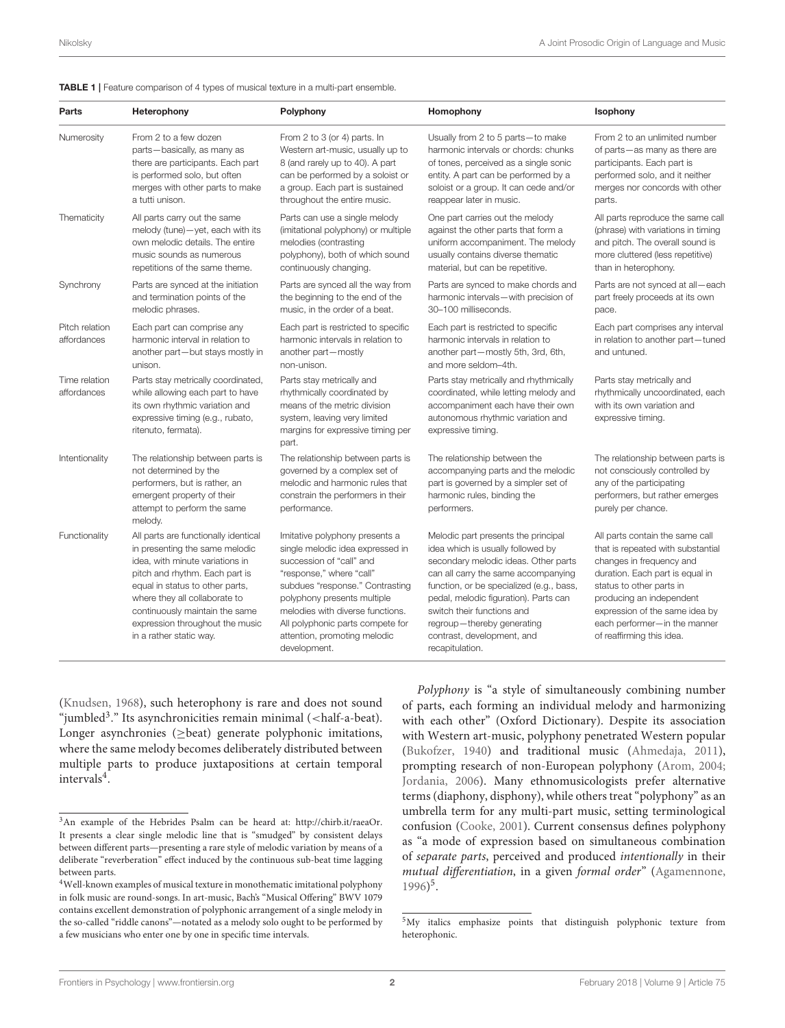**TABLE 1 |** Feature comparison of 4 types of musical texture in a multi-part ensemble.

| Parts | Heterophony | Polyphony | Homophony | Isophony |
|---|---|---|---|---|
| Numerosity | From 2 to a few dozen parts—basically, as many as there are participants. Each part is performed solo, but often merges with other parts to make a tutti unison. | From 2 to 3 (or 4) parts. In Western art-music, usually up to 8 (and rarely up to 40). A part can be performed by a soloist or a group. Each part is sustained throughout the entire music. | Usually from 2 to 5 parts—to make harmonic intervals or chords: chunks of tones, perceived as a single sonic entity. A part can be performed by a soloist or a group. It can cede and/or reappear later in music. | From 2 to an unlimited number of parts—as many as there are participants. Each part is performed solo, and it neither merges nor concords with other parts. |
| Thematicity | All parts carry out the same melody (tune)—yet, each with its own melodic details. The entire music sounds as numerous repetitions of the same theme. | Parts can use a single melody (imitational polyphony) or multiple melodies (contrasting polyphony), both of which sound continuously changing. | One part carries out the melody against the other parts that form a uniform accompaniment. The melody usually contains diverse thematic material, but can be repetitive. | All parts reproduce the same call (phrase) with variations in timing and pitch. The overall sound is more cluttered (less repetitive) than in heterophony. |
| Synchrony | Parts are synced at the initiation and termination points of the melodic phrases. | Parts are synced all the way from the beginning to the end of the music, in the order of a beat. | Parts are synced to make chords and harmonic intervals—with precision of 30–100 milliseconds. | Parts are not synced at all—each part freely proceeds at its own pace. |
| Pitch relation affordances | Each part can comprise any harmonic interval in relation to another part—but stays mostly in unison. | Each part is restricted to specific harmonic intervals in relation to another part—mostly non-unison. | Each part is restricted to specific harmonic intervals in relation to another part—mostly 5th, 3rd, 6th, and more seldom–4th. | Each part comprises any interval in relation to another part—tuned and untuned. |
| Time relation affordances | Parts stay metrically coordinated, while allowing each part to have its own rhythmic variation and expressive timing (e.g., rubato, ritenuto, fermata). | Parts stay metrically and rhythmically coordinated by means of the metric division system, leaving very limited margins for expressive timing per part. | Parts stay metrically and rhythmically coordinated, while letting melody and accompaniment each have their own autonomous rhythmic variation and expressive timing. | Parts stay metrically and rhythmically uncoordinated, each with its own variation and expressive timing. |
| Intentionality | The relationship between parts is not determined by the performers, but is rather, an emergent property of their attempt to perform the same melody. | The relationship between parts is governed by a complex set of melodic and harmonic rules that constrain the performers in their performance. | The relationship between the accompanying parts and the melodic part is governed by a simpler set of harmonic rules, binding the performers. | The relationship between parts is not consciously controlled by any of the participating performers, but rather emerges purely per chance. |
| Functionality | All parts are functionally identical in presenting the same melodic idea, with minute variations in pitch and rhythm. Each part is equal in status to other parts, where they all collaborate to continuously maintain the same expression throughout the music in a rather static way. | Imitative polyphony presents a single melodic idea expressed in succession of "call" and "response," where "call" subdues "response." Contrasting polyphony presents multiple melodies with diverse functions. All polyphonic parts compete for attention, promoting melodic development. | Melodic part presents the principal idea which is usually followed by secondary melodic ideas. Other parts can all carry the same accompanying function, or be specialized (e.g., bass, pedal, melodic figuration). Parts can switch their functions and regroup—thereby generating contrast, development, and recapitulation. | All parts contain the same call that is repeated with substantial changes in frequency and duration. Each part is equal in status to other parts in producing an independent expression of the same idea by each performer—in the manner of reaffirming this idea. |

(Knudsen, 1968), such heterophony is rare and does not sound "jumbled[3]." Its asynchronicities remain minimal (<half-a-beat). Longer asynchronies (≥beat) generate polyphonic imitations, where the same melody becomes deliberately distributed between multiple parts to produce juxtapositions at certain temporal intervals[4].

*Polyphony* is "a style of simultaneously combining number of parts, each forming an individual melody and harmonizing with each other" (Oxford Dictionary). Despite its association with Western art-music, polyphony penetrated Western popular (Bukofzer, 1940) and traditional music (Ahmedaja, 2011), prompting research of non-European polyphony (Arom, 2004; Jordania, 2006). Many ethnomusicologists prefer alternative terms (diaphony, disphony), while others treat "polyphony" as an umbrella term for any multi-part music, setting terminological confusion (Cooke, 2001). Current consensus defines polyphony as "a mode of expression based on simultaneous combination of *separate parts*, perceived and produced *intentionally* in their *mutual differentiation*, in a given *formal order*" (Agamennone, 1996)[5].

[3]An example of the Hebrides Psalm can be heard at: http://chirb.it/raeaOr. It presents a clear single melodic line that is "smudged" by consistent delays between different parts—presenting a rare style of melodic variation by means of a deliberate "reverberation" effect induced by the continuous sub-beat time lagging between parts.

[4]Well-known examples of musical texture in monothematic imitational polyphony in folk music are round-songs. In art-music, Bach's "Musical Offering" BWV 1079 contains excellent demonstration of polyphonic arrangement of a single melody in the so-called "riddle canons"—notated as a melody solo ought to be performed by a few musicians who enter one by one in specific time intervals.

[5]My italics emphasize points that distinguish polyphonic texture from heterophonic.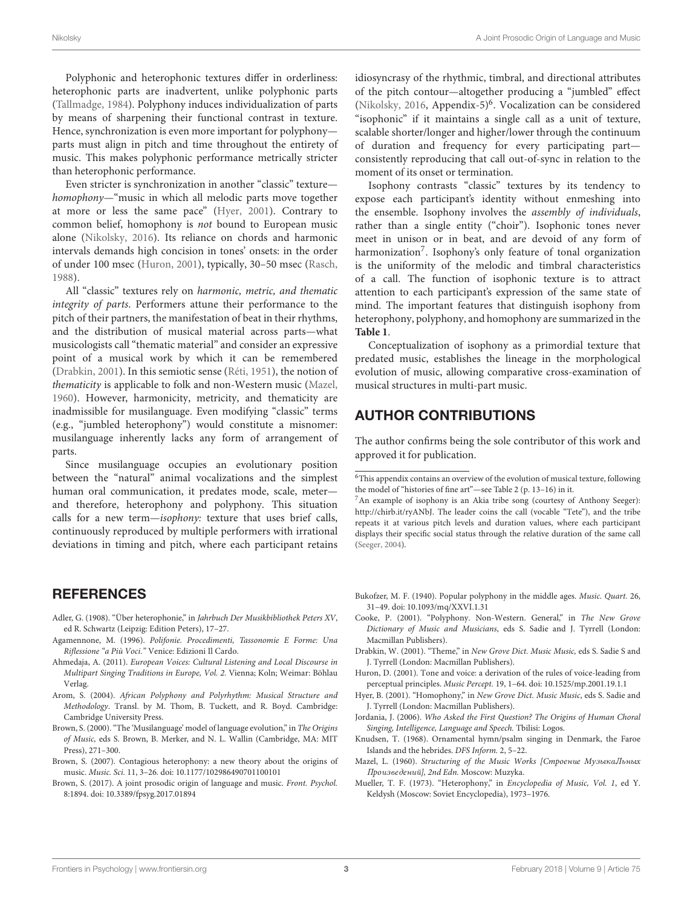Polyphonic and heterophonic textures differ in orderliness: heterophonic parts are inadvertent, unlike polyphonic parts (Tallmadge, 1984). Polyphony induces individualization of parts by means of sharpening their functional contrast in texture. Hence, synchronization is even more important for polyphony—parts must align in pitch and time throughout the entirety of music. This makes polyphonic performance metrically stricter than heterophonic performance.

Even stricter is synchronization in another "classic" texture—*homophony*—"music in which all melodic parts move together at more or less the same pace" (Hyer, 2001). Contrary to common belief, homophony is *not* bound to European music alone (Nikolsky, 2016). Its reliance on chords and harmonic intervals demands high concision in tones' onsets: in the order of under 100 msec (Huron, 2001), typically, 30–50 msec (Rasch, 1988).

All "classic" textures rely on *harmonic, metric, and thematic integrity of parts*. Performers attune their performance to the pitch of their partners, the manifestation of beat in their rhythms, and the distribution of musical material across parts—what musicologists call "thematic material" and consider an expressive point of a musical work by which it can be remembered (Drabkin, 2001). In this semiotic sense (Réti, 1951), the notion of *thematicity* is applicable to folk and non-Western music (Mazel, 1960). However, harmonicity, metricity, and thematicity are inadmissible for musilanguage. Even modifying "classic" terms (e.g., "jumbled heterophony") would constitute a misnomer: musilanguage inherently lacks any form of arrangement of parts.

Since musilanguage occupies an evolutionary position between the "natural" animal vocalizations and the simplest human oral communication, it predates mode, scale, meter—and therefore, heterophony and polyphony. This situation calls for a new term—*isophony:* texture that uses brief calls, continuously reproduced by multiple performers with irrational deviations in timing and pitch, where each participant retains idiosyncrasy of the rhythmic, timbral, and directional attributes of the pitch contour—altogether producing a "jumbled" effect (Nikolsky, 2016, Appendix-5)[6]. Vocalization can be considered "isophonic" if it maintains a single call as a unit of texture, scalable shorter/longer and higher/lower through the continuum of duration and frequency for every participating part—consistently reproducing that call out-of-sync in relation to the moment of its onset or termination.

Isophony contrasts "classic" textures by its tendency to expose each participant's identity without enmeshing into the ensemble. Isophony involves the *assembly of individuals*, rather than a single entity ("choir"). Isophonic tones never meet in unison or in beat, and are devoid of any form of harmonization[7]. Isophony's only feature of tonal organization is the uniformity of the melodic and timbral characteristics of a call. The function of isophonic texture is to attract attention to each participant's expression of the same state of mind. The important features that distinguish isophony from heterophony, polyphony, and homophony are summarized in the **Table 1**.

Conceptualization of isophony as a primordial texture that predated music, establishes the lineage in the morphological evolution of music, allowing comparative cross-examination of musical structures in multi-part music.

## AUTHOR CONTRIBUTIONS

The author confirms being the sole contributor of this work and approved it for publication.

[6]This appendix contains an overview of the evolution of musical texture, following the model of "histories of fine art"—see Table 2 (p. 13–16) in it.

[7]An example of isophony is an Akia tribe song (courtesy of Anthony Seeger): http://chirb.it/ryANbJ. The leader coins the call (vocable "Tete"), and the tribe repeats it at various pitch levels and duration values, where each participant displays their specific social status through the relative duration of the same call (Seeger, 2004).

## REFERENCES

Adler, G. (1908). "Über heterophonie," in *Jahrbuch Der Musikbibliothek Peters XV*, ed R. Schwartz (Leipzig: Edition Peters), 17–27.

Agamennone, M. (1996). *Polifonie. Procedimenti, Tassonomie E Forme: Una Riflessione "a Più Voci."* Venice: Edizioni Il Cardo.

Ahmedaja, A. (2011). *European Voices: Cultural Listening and Local Discourse in Multipart Singing Traditions in Europe, Vol. 2*. Vienna; Koln; Weimar: Böhlau Verlag.

Arom, S. (2004). *African Polyphony and Polyrhythm: Musical Structure and Methodology*. Transl. by M. Thom, B. Tuckett, and R. Boyd. Cambridge: Cambridge University Press.

Brown, S. (2000). "The 'Musilanguage' model of language evolution," in *The Origins of Music,* eds S. Brown, B. Merker, and N. L. Wallin (Cambridge, MA: MIT Press), 271–300.

Brown, S. (2007). Contagious heterophony: a new theory about the origins of music. *Music. Sci.* 11, 3–26. doi: 10.1177/102986490701100101

Brown, S. (2017). A joint prosodic origin of language and music. *Front. Psychol.* 8:1894. doi: 10.3389/fpsyg.2017.01894

Bukofzer, M. F. (1940). Popular polyphony in the middle ages. *Music. Quart.* 26, 31–49. doi: 10.1093/mq/XXVI.1.31

Cooke, P. (2001). "Polyphony. Non-Western. General," in *The New Grove Dictionary of Music and Musicians*, eds S. Sadie and J. Tyrrell (London: Macmillan Publishers).

Drabkin, W. (2001). "Theme," in *New Grove Dict. Music Music,* eds S. Sadie S and J. Tyrrell (London: Macmillan Publishers).

Huron, D. (2001). Tone and voice: a derivation of the rules of voice-leading from perceptual principles. *Music Percept.* 19, 1–64. doi: 10.1525/mp.2001.19.1.1

Hyer, B. (2001). "Homophony," in *New Grove Dict. Music Music*, eds S. Sadie and J. Tyrrell (London: Macmillan Publishers).

Jordania, J. (2006). *Who Asked the First Question? The Origins of Human Choral Singing, Intelligence, Language and Speech.* Tbilisi: Logos.

Knudsen, T. (1968). Ornamental hymn/psalm singing in Denmark, the Faroe Islands and the hebrides. *DFS Inform.* 2, 5–22.

Mazel, L. (1960). *Structuring of the Music Works [Строение МузыкаЛьных Произведений], 2nd Edn.* Moscow: Muzyka.

Mueller, T. F. (1973). "Heterophony," in *Encyclopedia of Music, Vol. 1*, ed Y. Keldysh (Moscow: Soviet Encyclopedia), 1973–1976.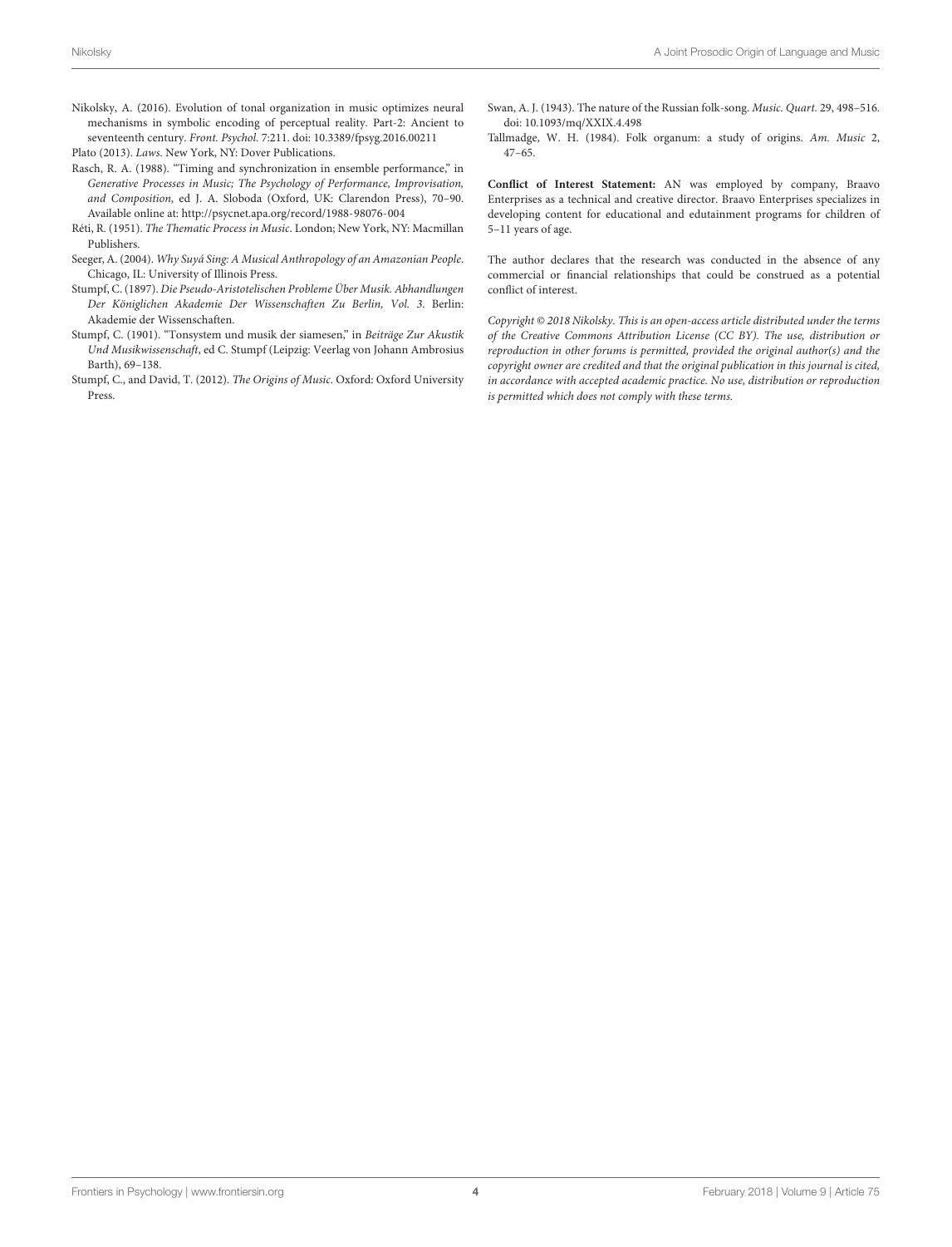Nikolsky, A. (2016). Evolution of tonal organization in music optimizes neural mechanisms in symbolic encoding of perceptual reality. Part-2: Ancient to seventeenth century. *Front. Psychol.* 7:211. doi: 10.3389/fpsyg.2016.00211

Plato (2013). *Laws*. New York, NY: Dover Publications.

Rasch, R. A. (1988). "Timing and synchronization in ensemble performance," in *Generative Processes in Music; The Psychology of Performance, Improvisation, and Composition*, ed J. A. Sloboda (Oxford, UK: Clarendon Press), 70–90. Available online at: http://psycnet.apa.org/record/1988-98076-004

Réti, R. (1951). *The Thematic Process in Music*. London; New York, NY: Macmillan Publishers.

Seeger, A. (2004). *Why Suyá Sing: A Musical Anthropology of an Amazonian People*. Chicago, IL: University of Illinois Press.

Stumpf, C. (1897). *Die Pseudo-Aristotelischen Probleme Über Musik. Abhandlungen Der Königlichen Akademie Der Wissenschaften Zu Berlin, Vol. 3*. Berlin: Akademie der Wissenschaften.

Stumpf, C. (1901). "Tonsystem und musik der siamesen," in *Beiträge Zur Akustik Und Musikwissenschaft*, ed C. Stumpf (Leipzig: Veerlag von Johann Ambrosius Barth), 69–138.

Stumpf, C., and David, T. (2012). *The Origins of Music*. Oxford: Oxford University Press.

Swan, A. J. (1943). The nature of the Russian folk-song. *Music. Quart.* 29, 498–516. doi: 10.1093/mq/XXIX.4.498

Tallmadge, W. H. (1984). Folk organum: a study of origins. *Am. Music* 2, 47–65.

**Conflict of Interest Statement:** AN was employed by company, Braavo Enterprises as a technical and creative director. Braavo Enterprises specializes in developing content for educational and edutainment programs for children of 5–11 years of age.

The author declares that the research was conducted in the absence of any commercial or financial relationships that could be construed as a potential conflict of interest.

*Copyright © 2018 Nikolsky. This is an open-access article distributed under the terms of the Creative Commons Attribution License (CC BY). The use, distribution or reproduction in other forums is permitted, provided the original author(s) and the copyright owner are credited and that the original publication in this journal is cited, in accordance with accepted academic practice. No use, distribution or reproduction is permitted which does not comply with these terms.*